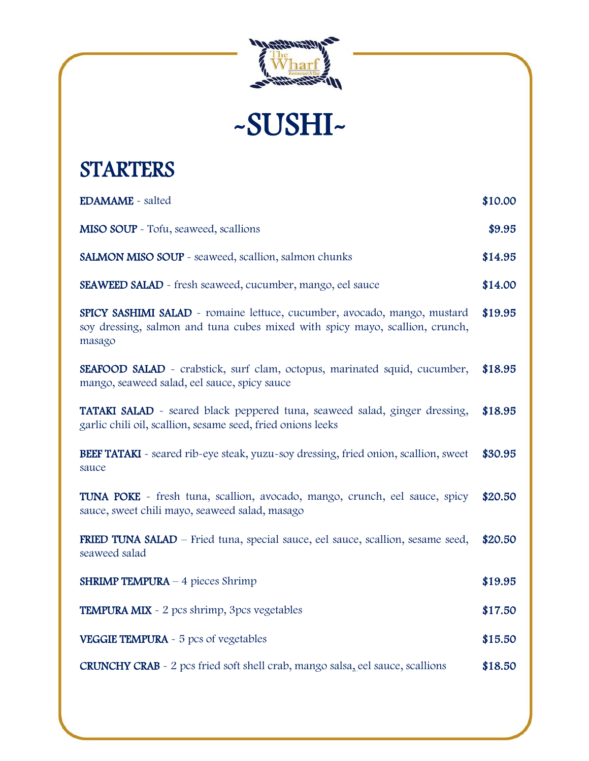# ~SUSHI~

## STARTERS

**EDAMAME** - salted **$10.00**

**MISO SOUP** - Tofu, seaweed, scallions **$9.95**

**SALMON MISO SOUP** - seaweed, scallion, salmon chunks **$14.95**

**SEAWEED SALAD** - fresh seaweed, cucumber, mango, eel sauce **$14.00**

**SPICY SASHIMI SALAD** - romaine lettuce, cucumber, avocado, mango, mustard soy dressing, salmon and tuna cubes mixed with spicy mayo, scallion, crunch, masago **$19.95**

**SEAFOOD SALAD** - crabstick, surf clam, octopus, marinated squid, cucumber, mango, seaweed salad, eel sauce, spicy sauce **$18.95**

**TATAKI SALAD** - seared black peppered tuna, seaweed salad, ginger dressing, garlic chili oil, scallion, sesame seed, fried onions leeks **$18.95**

**BEEF TATAKI** - seared rib-eye steak, yuzu-soy dressing, fried onion, scallion, sweet sauce **$30.95**

**TUNA POKE** - fresh tuna, scallion, avocado, mango, crunch, eel sauce, spicy sauce, sweet chili mayo, seaweed salad, masago **$20.50**

**FRIED TUNA SALAD** – Fried tuna, special sauce, eel sauce, scallion, sesame seed, seaweed salad **$20.50**

**SHRIMP TEMPURA** – 4 pieces Shrimp **$19.95**

**TEMPURA MIX** - 2 pcs shrimp, 3pcs vegetables **$17.50**

**VEGGIE TEMPURA** - 5 pcs of vegetables **$15.50**

**CRUNCHY CRAB** - 2 pcs fried soft shell crab, mango salsa, eel sauce, scallions **$18.50**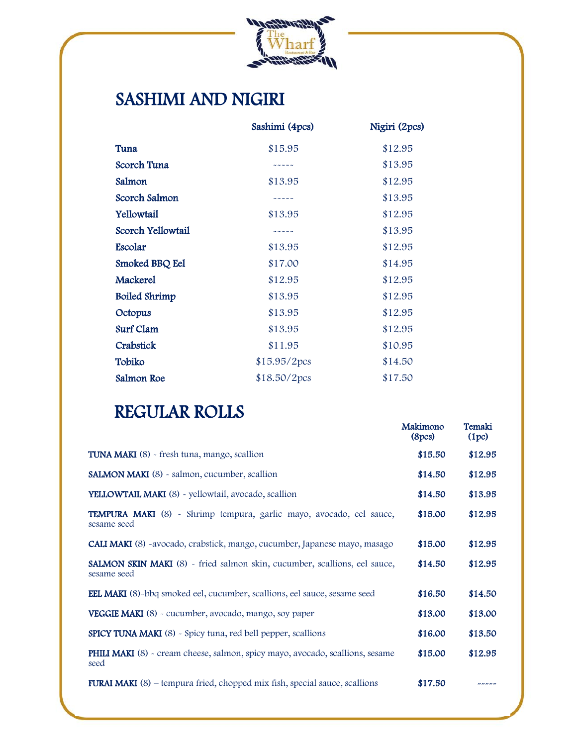## SASHIMI AND NIGIRI

| | Sashimi (4pcs) | Nigiri (2pcs) |
|---|---|---|
| **Tuna** | $15.95 | $12.95 |
| **Scorch Tuna** | ----- | $13.95 |
| **Salmon** | $13.95 | $12.95 |
| **Scorch Salmon** | ----- | $13.95 |
| **Yellowtail** | $13.95 | $12.95 |
| **Scorch Yellowtail** | ----- | $13.95 |
| **Escolar** | $13.95 | $12.95 |
| **Smoked BBQ Eel** | $17.00 | $14.95 |
| **Mackerel** | $12.95 | $12.95 |
| **Boiled Shrimp** | $13.95 | $12.95 |
| **Octopus** | $13.95 | $12.95 |
| **Surf Clam** | $13.95 | $12.95 |
| **Crabstick** | $11.95 | $10.95 |
| **Tobiko** | $15.95/2pcs | $14.50 |
| **Salmon Roe** | $18.50/2pcs | $17.50 |

## REGULAR ROLLS

| | Makimono (8pcs) | Temaki (1pc) |
|---|---|---|
| **TUNA MAKI** (8) - fresh tuna, mango, scallion | **$15.50** | **$12.95** |
| **SALMON MAKI** (8) - salmon, cucumber, scallion | **$14.50** | **$12.95** |
| **YELLOWTAIL MAKI** (8) - yellowtail, avocado, scallion | **$14.50** | **$13.95** |
| **TEMPURA MAKI** (8) - Shrimp tempura, garlic mayo, avocado, eel sauce, sesame seed | **$15.00** | **$12.95** |
| **CALI MAKI** (8) -avocado, crabstick, mango, cucumber, Japanese mayo, masago | **$15.00** | **$12.95** |
| **SALMON SKIN MAKI** (8) - fried salmon skin, cucumber, scallions, eel sauce, sesame seed | **$14.50** | **$12.95** |
| **EEL MAKI** (8)-bbq smoked eel, cucumber, scallions, eel sauce, sesame seed | **$16.50** | **$14.50** |
| **VEGGIE MAKI** (8) - cucumber, avocado, mango, soy paper | **$13.00** | **$13.00** |
| **SPICY TUNA MAKI** (8) - Spicy tuna, red bell pepper, scallions | **$16.00** | **$13.50** |
| **PHILI MAKI** (8) - cream cheese, salmon, spicy mayo, avocado, scallions, sesame seed | **$15.00** | **$12.95** |
| **FURAI MAKI** (8) – tempura fried, chopped mix fish, special sauce, scallions | **$17.50** | ----- |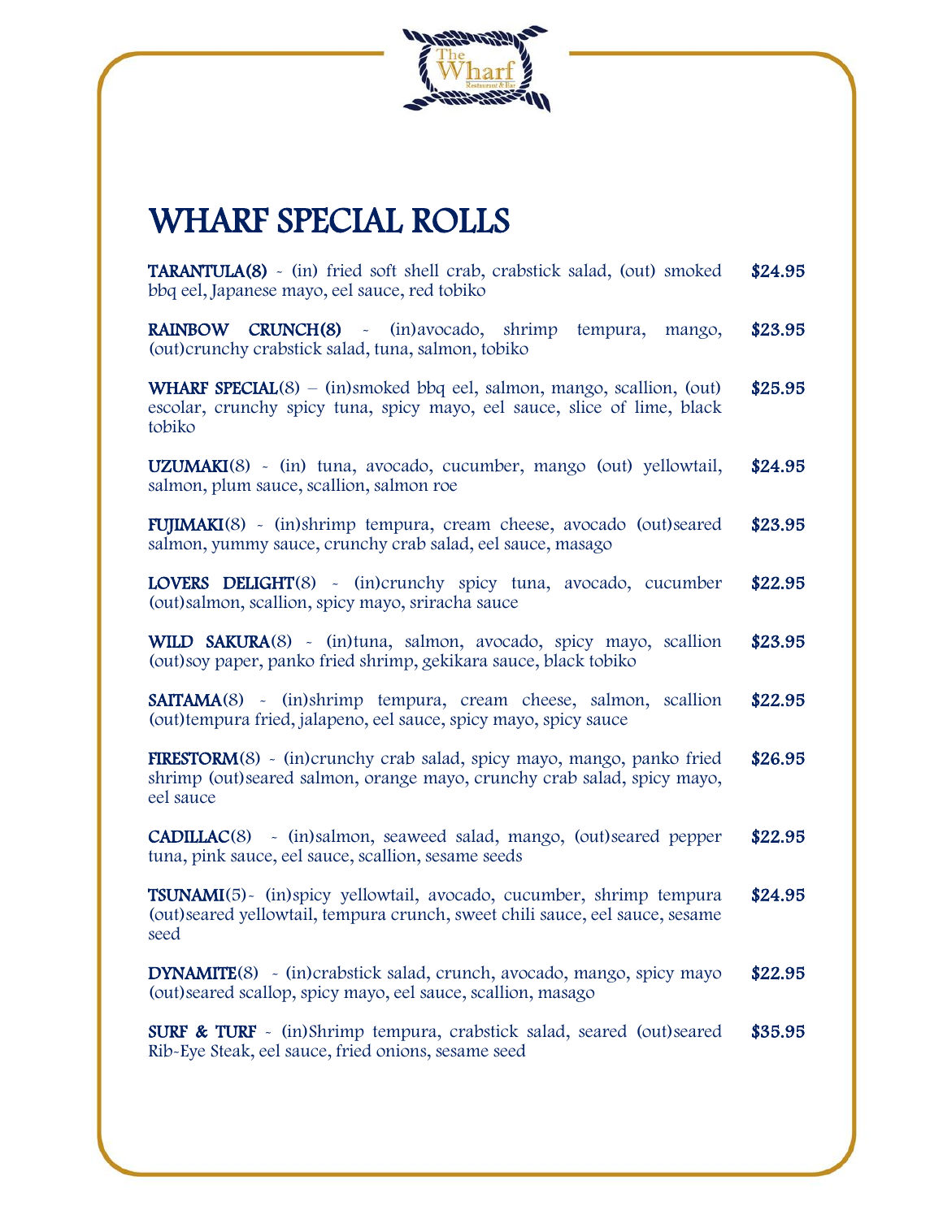# WHARF SPECIAL ROLLS

**TARANTULA(8)** - (in) fried soft shell crab, crabstick salad, (out) smoked bbq eel, Japanese mayo, eel sauce, red tobiko **$24.95**

**RAINBOW CRUNCH(8)** - (in)avocado, shrimp tempura, mango, (out)crunchy crabstick salad, tuna, salmon, tobiko **$23.95**

**WHARF SPECIAL**(8) – (in)smoked bbq eel, salmon, mango, scallion, (out) escolar, crunchy spicy tuna, spicy mayo, eel sauce, slice of lime, black tobiko **$25.95**

**UZUMAKI**(8) - (in) tuna, avocado, cucumber, mango (out) yellowtail, salmon, plum sauce, scallion, salmon roe **$24.95**

**FUJIMAKI**(8) - (in)shrimp tempura, cream cheese, avocado (out)seared salmon, yummy sauce, crunchy crab salad, eel sauce, masago **$23.95**

**LOVERS DELIGHT**(8) - (in)crunchy spicy tuna, avocado, cucumber (out)salmon, scallion, spicy mayo, sriracha sauce **$22.95**

**WILD SAKURA**(8) - (in)tuna, salmon, avocado, spicy mayo, scallion (out)soy paper, panko fried shrimp, gekikara sauce, black tobiko **$23.95**

**SAITAMA**(8) - (in)shrimp tempura, cream cheese, salmon, scallion (out)tempura fried, jalapeno, eel sauce, spicy mayo, spicy sauce **$22.95**

**FIRESTORM**(8) - (in)crunchy crab salad, spicy mayo, mango, panko fried shrimp (out)seared salmon, orange mayo, crunchy crab salad, spicy mayo, eel sauce **$26.95**

**CADILLAC**(8) - (in)salmon, seaweed salad, mango, (out)seared pepper tuna, pink sauce, eel sauce, scallion, sesame seeds **$22.95**

**TSUNAMI**(5)- (in)spicy yellowtail, avocado, cucumber, shrimp tempura (out)seared yellowtail, tempura crunch, sweet chili sauce, eel sauce, sesame seed **$24.95**

**DYNAMITE**(8) - (in)crabstick salad, crunch, avocado, mango, spicy mayo (out)seared scallop, spicy mayo, eel sauce, scallion, masago **$22.95**

**SURF & TURF** - (in)Shrimp tempura, crabstick salad, seared (out)seared Rib-Eye Steak, eel sauce, fried onions, sesame seed **$35.95**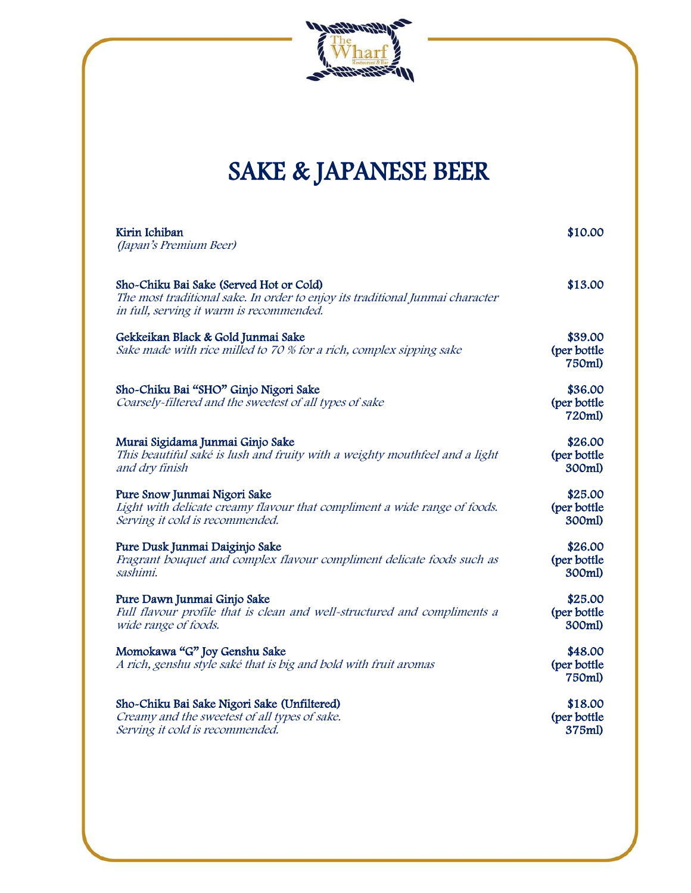# SAKE & JAPANESE BEER

**Kirin Ichiban** — **$10.00**
*(Japan's Premium Beer)*

**Sho-Chiku Bai Sake (Served Hot or Cold)** — **$13.00**
*The most traditional sake. In order to enjoy its traditional Junmai character in full, serving it warm is recommended.*

**Gekkeikan Black & Gold Junmai Sake** — **$39.00 (per bottle 750ml)**
*Sake made with rice milled to 70 % for a rich, complex sipping sake*

**Sho-Chiku Bai "SHO" Ginjo Nigori Sake** — **$36.00 (per bottle 720ml)**
*Coarsely-filtered and the sweetest of all types of sake*

**Murai Sigidama Junmai Ginjo Sake** — **$26.00 (per bottle 300ml)**
*This beautiful saké is lush and fruity with a weighty mouthfeel and a light and dry finish*

**Pure Snow Junmai Nigori Sake** — **$25.00 (per bottle 300ml)**
*Light with delicate creamy flavour that compliment a wide range of foods. Serving it cold is recommended.*

**Pure Dusk Junmai Daiginjo Sake** — **$26.00 (per bottle 300ml)**
*Fragrant bouquet and complex flavour compliment delicate foods such as sashimi.*

**Pure Dawn Junmai Ginjo Sake** — **$25.00 (per bottle 300ml)**
*Full flavour profile that is clean and well-structured and compliments a wide range of foods.*

**Momokawa "G" Joy Genshu Sake** — **$48.00 (per bottle 750ml)**
*A rich, genshu style saké that is big and bold with fruit aromas*

**Sho-Chiku Bai Sake Nigori Sake (Unfiltered)** — **$18.00 (per bottle 375ml)**
*Creamy and the sweetest of all types of sake.*
*Serving it cold is recommended.*